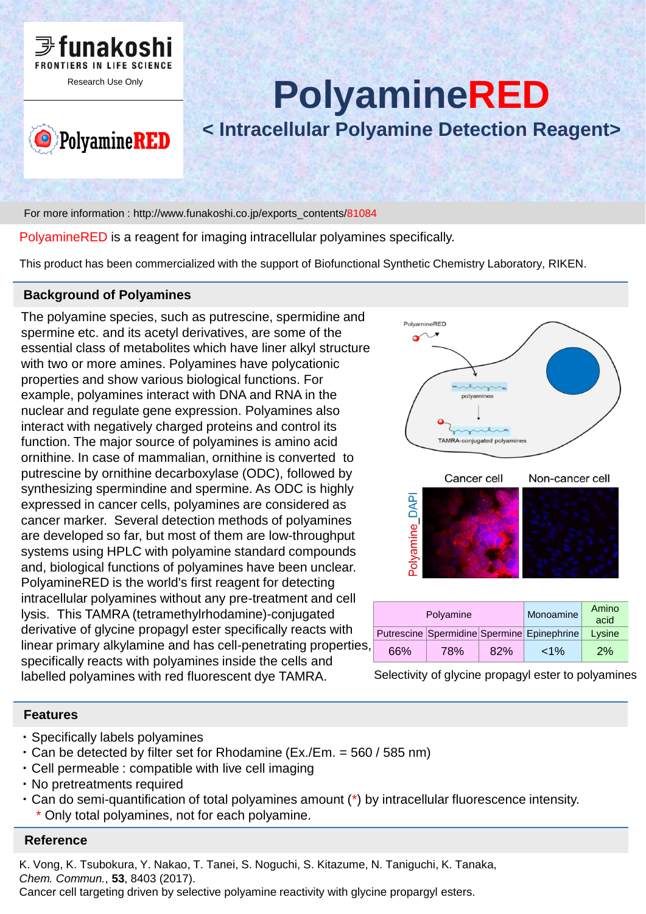funakoshi
FRONTIERS IN LIFE SCIENCE
Research Use Only

# PolyamineRED

## < Intracellular Polyamine Detection Reagent>

For more information : http://www.funakoshi.co.jp/exports_contents/81084

PolyamineRED is a reagent for imaging intracellular polyamines specifically.

This product has been commercialized with the support of Biofunctional Synthetic Chemistry Laboratory, RIKEN.

## Background of Polyamines

The polyamine species, such as putrescine, spermidine and spermine etc. and its acetyl derivatives, are some of the essential class of metabolites which have liner alkyl structure with two or more amines. Polyamines have polycationic properties and show various biological functions. For example, polyamines interact with DNA and RNA in the nuclear and regulate gene expression. Polyamines also interact with negatively charged proteins and control its function. The major source of polyamines is amino acid ornithine. In case of mammalian, ornithine is converted to putrescine by ornithine decarboxylase (ODC), followed by synthesizing spermindine and spermine. As ODC is highly expressed in cancer cells, polyamines are considered as cancer marker. Several detection methods of polyamines are developed so far, but most of them are low-throughput systems using HPLC with polyamine standard compounds and, biological functions of polyamines have been unclear. PolyamineRED is the world's first reagent for detecting intracellular polyamines without any pre-treatment and cell lysis. This TAMRA (tetramethylrhodamine)-conjugated derivative of glycine propagyl ester specifically reacts with linear primary alkylamine and has cell-penetrating properties, specifically reacts with polyamines inside the cells and labelled polyamines with red fluorescent dye TAMRA.

PolyamineRED
polyamines
TAMRA-conjugated polyamines

Cancer cell | Non-cancer cell
Polyamine_DAPI

| Polyamine | | | Monoamine | Amino acid |
|---|---|---|---|---|
| Putrescine | Spermidine | Spermine | Epinephrine | Lysine |
| 66% | 78% | 82% | <1% | 2% |

Selectivity of glycine propagyl ester to polyamines

## Features

- Specifically labels polyamines
- Can be detected by filter set for Rhodamine (Ex./Em. = 560 / 585 nm)
- Cell permeable : compatible with live cell imaging
- No pretreatments required
- Can do semi-quantification of total polyamines amount (*) by intracellular fluorescence intensity.
  \* Only total polyamines, not for each polyamine.

## Reference

K. Vong, K. Tsubokura, Y. Nakao, T. Tanei, S. Noguchi, S. Kitazume, N. Taniguchi, K. Tanaka, *Chem. Commun.*, **53**, 8403 (2017).
Cancer cell targeting driven by selective polyamine reactivity with glycine propargyl esters.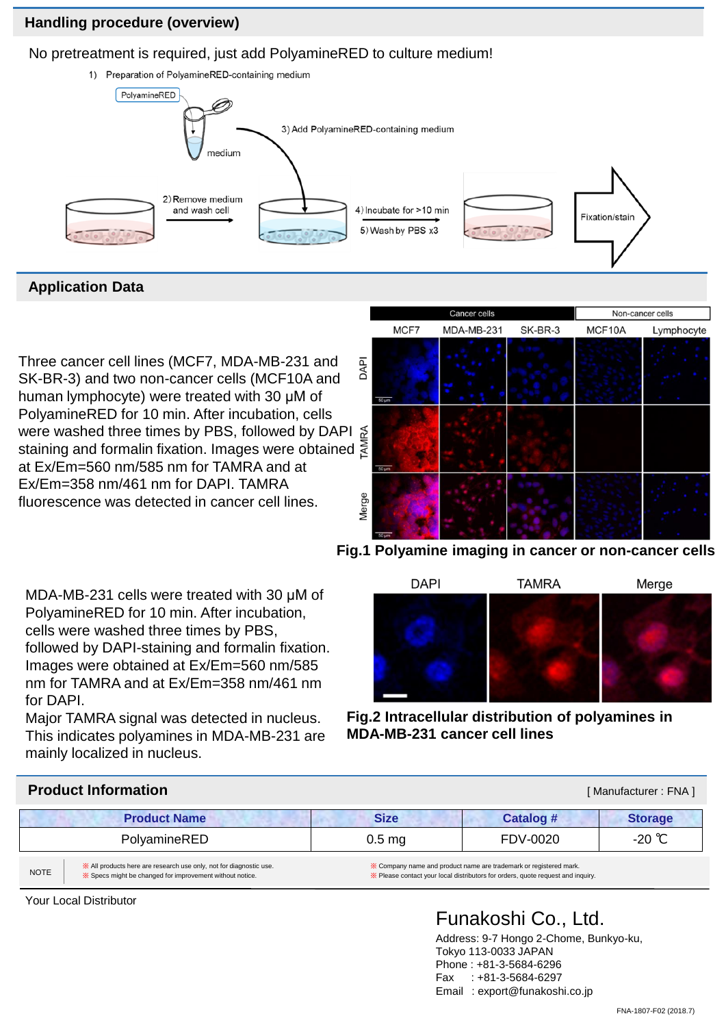## Handling procedure (overview)

No pretreatment is required, just add PolyamineRED to culture medium!

1) Preparation of PolyamineRED-containing medium

PolyamineRED

medium

2) Remove medium and wash cell

3) Add PolyamineRED-containing medium

4) Incubate for >10 min

5) Wash by PBS x3

Fixation/stain

## Application Data

Three cancer cell lines (MCF7, MDA-MB-231 and SK-BR-3) and two non-cancer cells (MCF10A and human lymphocyte) were treated with 30 μM of PolyamineRED for 10 min. After incubation, cells were washed three times by PBS, followed by DAPI staining and formalin fixation. Images were obtained at Ex/Em=560 nm/585 nm for TAMRA and at Ex/Em=358 nm/461 nm for DAPI. TAMRA fluorescence was detected in cancer cell lines.

Cancer cells | Non-cancer cells

MCF7 | MDA-MB-231 | SK-BR-3 | MCF10A | Lymphocyte

DAPI | TAMRA | Merge

50 μm

**Fig.1 Polyamine imaging in cancer or non-cancer cells**

MDA-MB-231 cells were treated with 30 μM of PolyamineRED for 10 min. After incubation, cells were washed three times by PBS, followed by DAPI-staining and formalin fixation. Images were obtained at Ex/Em=560 nm/585 nm for TAMRA and at Ex/Em=358 nm/461 nm for DAPI.

Major TAMRA signal was detected in nucleus. This indicates polyamines in MDA-MB-231 are mainly localized in nucleus.

DAPI | TAMRA | Merge

**Fig.2 Intracellular distribution of polyamines in MDA-MB-231 cancer cell lines**

## Product Information

[ Manufacturer : FNA ]

| Product Name | Size | Catalog # | Storage |
|---|---|---|---|
| PolyamineRED | 0.5 mg | FDV-0020 | -20 ℃ |

NOTE

※ All products here are research use only, not for diagnostic use.
※ Specs might be changed for improvement without notice.
※ Company name and product name are trademark or registered mark.
※ Please contact your local distributors for orders, quote request and inquiry.

Your Local Distributor

**Funakoshi Co., Ltd.**

Address: 9-7 Hongo 2-Chome, Bunkyo-ku, Tokyo 113-0033 JAPAN
Phone : +81-3-5684-6296
Fax : +81-3-5684-6297
Email : export@funakoshi.co.jp

FNA-1807-F02 (2018.7)